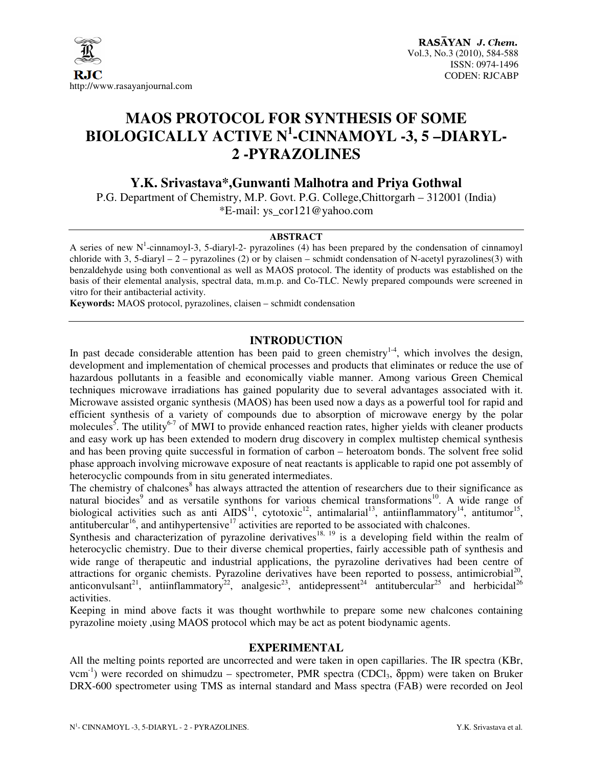# MAOS PROTOCOL FOR SYNTHESIS OF SOME BIOLOGICALLY ACTIVE N$^1$-CINNAMOYL -3, 5 –DIARYL-2 -PYRAZOLINES

## Y.K. Srivastava*,Gunwanti Malhotra and Priya Gothwal

P.G. Department of Chemistry, M.P. Govt. P.G. College,Chittorgarh – 312001 (India)
*E-mail: ys_cor121@yahoo.com

### ABSTRACT

A series of new N$^1$-cinnamoyl-3, 5-diaryl-2- pyrazolines (4) has been prepared by the condensation of cinnamoyl chloride with 3, 5-diaryl – 2 – pyrazolines (2) or by claisen – schmidt condensation of N-acetyl pyrazolines(3) with benzaldehyde using both conventional as well as MAOS protocol. The identity of products was established on the basis of their elemental analysis, spectral data, m.m.p. and Co-TLC. Newly prepared compounds were screened in vitro for their antibacterial activity.

**Keywords:** MAOS protocol, pyrazolines, claisen – schmidt condensation

## INTRODUCTION

In past decade considerable attention has been paid to green chemistry[1-4], which involves the design, development and implementation of chemical processes and products that eliminates or reduce the use of hazardous pollutants in a feasible and economically viable manner. Among various Green Chemical techniques microwave irradiations has gained popularity due to several advantages associated with it. Microwave assisted organic synthesis (MAOS) has been used now a days as a powerful tool for rapid and efficient synthesis of a variety of compounds due to absorption of microwave energy by the polar molecules[5]. The utility[6-7] of MWI to provide enhanced reaction rates, higher yields with cleaner products and easy work up has been extended to modern drug discovery in complex multistep chemical synthesis and has been proving quite successful in formation of carbon – heteroatom bonds. The solvent free solid phase approach involving microwave exposure of neat reactants is applicable to rapid one pot assembly of heterocyclic compounds from in situ generated intermediates.

The chemistry of chalcones[8] has always attracted the attention of researchers due to their significance as natural biocides[9] and as versatile synthons for various chemical transformations[10]. A wide range of biological activities such as anti AIDS[11], cytotoxic[12], antimalarial[13], antiinflammatory[14], antitumor[15], antitubercular[16], and antihypertensive[17] activities are reported to be associated with chalcones.

Synthesis and characterization of pyrazoline derivatives[18, 19] is a developing field within the realm of heterocyclic chemistry. Due to their diverse chemical properties, fairly accessible path of synthesis and wide range of therapeutic and industrial applications, the pyrazoline derivatives had been centre of attractions for organic chemists. Pyrazoline derivatives have been reported to possess, antimicrobial[20], anticonvulsant[21], antiinflammatory[22], analgesic[23], antidepressent[24] antitubercular[25] and herbicidal[26] activities.

Keeping in mind above facts it was thought worthwhile to prepare some new chalcones containing pyrazoline moiety ,using MAOS protocol which may be act as potent biodynamic agents.

## EXPERIMENTAL

All the melting points reported are uncorrected and were taken in open capillaries. The IR spectra (KBr, $\nu cm^{-1}$) were recorded on shimudzu – spectrometer, PMR spectra ($CDCl_3$, $\delta$ppm) were taken on Bruker DRX-600 spectrometer using TMS as internal standard and Mass spectra (FAB) were recorded on Jeol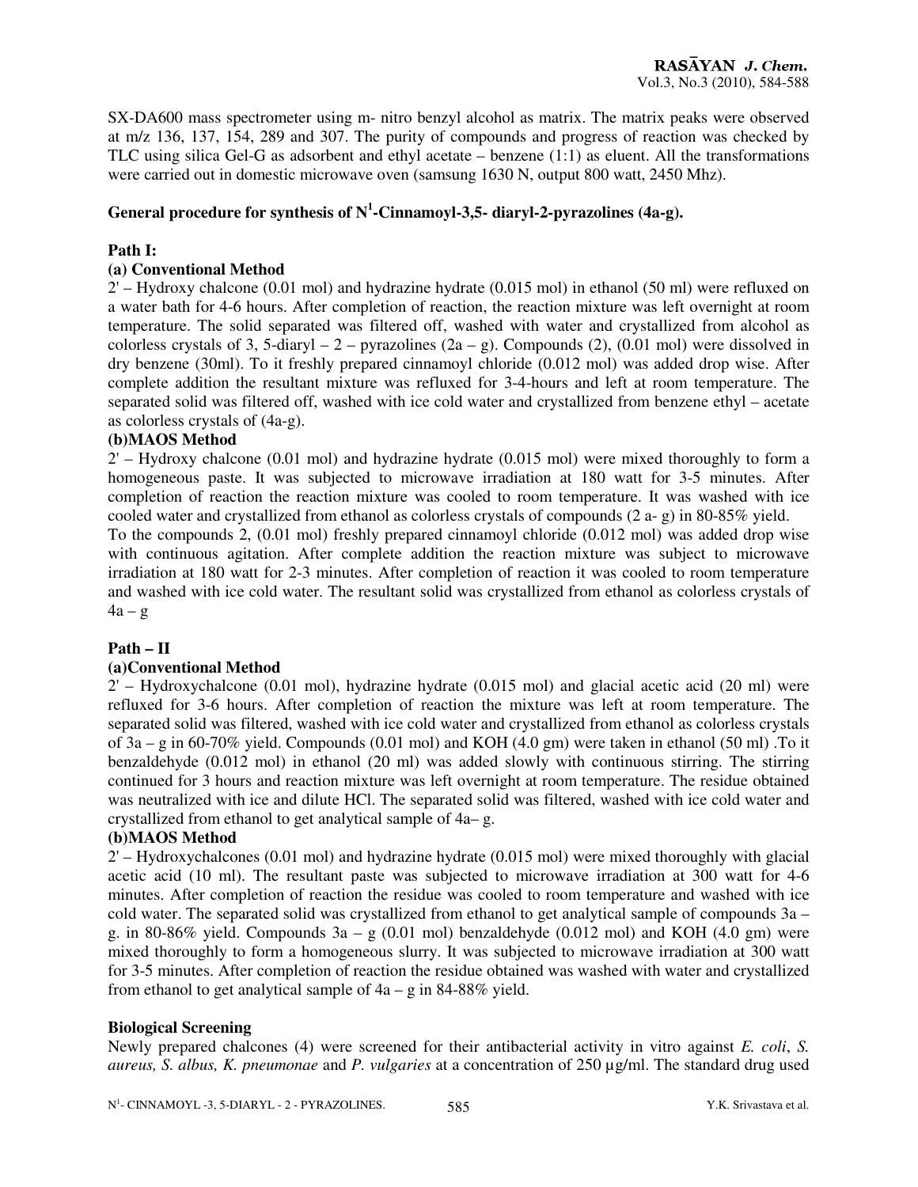SX-DA600 mass spectrometer using m- nitro benzyl alcohol as matrix. The matrix peaks were observed at m/z 136, 137, 154, 289 and 307. The purity of compounds and progress of reaction was checked by TLC using silica Gel-G as adsorbent and ethyl acetate – benzene (1:1) as eluent. All the transformations were carried out in domestic microwave oven (samsung 1630 N, output 800 watt, 2450 Mhz).

### General procedure for synthesis of N[1]-Cinnamoyl-3,5- diaryl-2-pyrazolines (4a-g).

**Path I:**

**(a) Conventional Method**

2' – Hydroxy chalcone (0.01 mol) and hydrazine hydrate (0.015 mol) in ethanol (50 ml) were refluxed on a water bath for 4-6 hours. After completion of reaction, the reaction mixture was left overnight at room temperature. The solid separated was filtered off, washed with water and crystallized from alcohol as colorless crystals of 3, 5-diaryl – 2 – pyrazolines (2a – g). Compounds (2), (0.01 mol) were dissolved in dry benzene (30ml). To it freshly prepared cinnamoyl chloride (0.012 mol) was added drop wise. After complete addition the resultant mixture was refluxed for 3-4-hours and left at room temperature. The separated solid was filtered off, washed with ice cold water and crystallized from benzene ethyl – acetate as colorless crystals of (4a-g).

**(b)MAOS Method**

2' – Hydroxy chalcone (0.01 mol) and hydrazine hydrate (0.015 mol) were mixed thoroughly to form a homogeneous paste. It was subjected to microwave irradiation at 180 watt for 3-5 minutes. After completion of reaction the reaction mixture was cooled to room temperature. It was washed with ice cooled water and crystallized from ethanol as colorless crystals of compounds (2 a- g) in 80-85% yield.

To the compounds 2, (0.01 mol) freshly prepared cinnamoyl chloride (0.012 mol) was added drop wise with continuous agitation. After complete addition the reaction mixture was subject to microwave irradiation at 180 watt for 2-3 minutes. After completion of reaction it was cooled to room temperature and washed with ice cold water. The resultant solid was crystallized from ethanol as colorless crystals of 4a – g

**Path – II**

**(a)Conventional Method**

2' – Hydroxychalcone (0.01 mol), hydrazine hydrate (0.015 mol) and glacial acetic acid (20 ml) were refluxed for 3-6 hours. After completion of reaction the mixture was left at room temperature. The separated solid was filtered, washed with ice cold water and crystallized from ethanol as colorless crystals of 3a – g in 60-70% yield. Compounds (0.01 mol) and KOH (4.0 gm) were taken in ethanol (50 ml) .To it benzaldehyde (0.012 mol) in ethanol (20 ml) was added slowly with continuous stirring. The stirring continued for 3 hours and reaction mixture was left overnight at room temperature. The residue obtained was neutralized with ice and dilute HCl. The separated solid was filtered, washed with ice cold water and crystallized from ethanol to get analytical sample of 4a– g.

**(b)MAOS Method**

2' – Hydroxychalcones (0.01 mol) and hydrazine hydrate (0.015 mol) were mixed thoroughly with glacial acetic acid (10 ml). The resultant paste was subjected to microwave irradiation at 300 watt for 4-6 minutes. After completion of reaction the residue was cooled to room temperature and washed with ice cold water. The separated solid was crystallized from ethanol to get analytical sample of compounds 3a – g. in 80-86% yield. Compounds 3a – g (0.01 mol) benzaldehyde (0.012 mol) and KOH (4.0 gm) were mixed thoroughly to form a homogeneous slurry. It was subjected to microwave irradiation at 300 watt for 3-5 minutes. After completion of reaction the residue obtained was washed with water and crystallized from ethanol to get analytical sample of 4a – g in 84-88% yield.

### Biological Screening

Newly prepared chalcones (4) were screened for their antibacterial activity in vitro against *E. coli*, *S. aureus, S. albus, K. pneumonae* and *P. vulgaries* at a concentration of 250 μg/ml. The standard drug used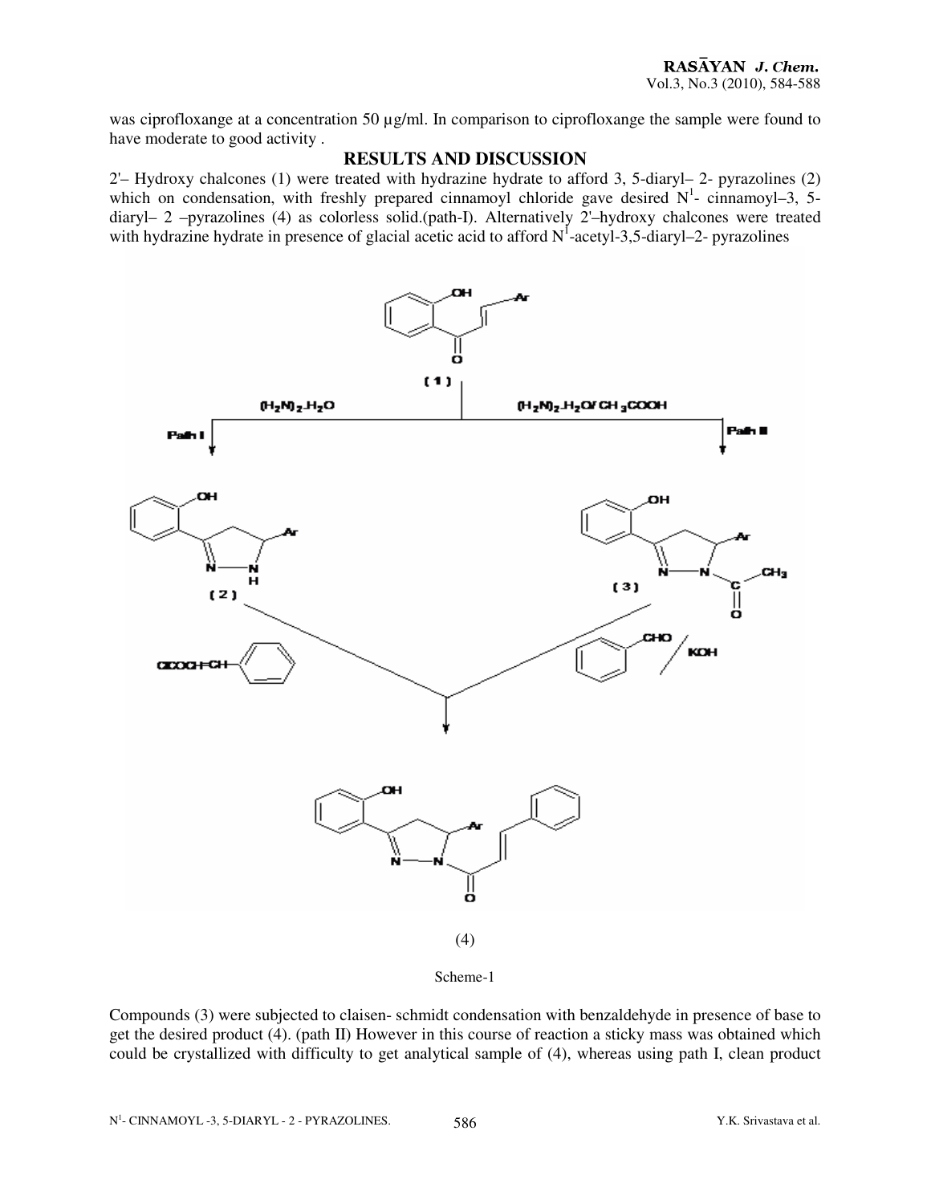was ciprofloxange at a concentration 50 µg/ml. In comparison to ciprofloxange the sample were found to have moderate to good activity .

## RESULTS AND DISCUSSION

2'– Hydroxy chalcones (1) were treated with hydrazine hydrate to afford 3, 5-diaryl– 2- pyrazolines (2) which on condensation, with freshly prepared cinnamoyl chloride gave desired $N^1$- cinnamoyl–3, 5-diaryl– 2 –pyrazolines (4) as colorless solid.(path-I). Alternatively 2'–hydroxy chalcones were treated with hydrazine hydrate in presence of glacial acetic acid to afford $N^1$-acetyl-3,5-diaryl–2- pyrazolines

(4)

Scheme-1

Compounds (3) were subjected to claisen- schmidt condensation with benzaldehyde in presence of base to get the desired product (4). (path II) However in this course of reaction a sticky mass was obtained which could be crystallized with difficulty to get analytical sample of (4), whereas using path I, clean product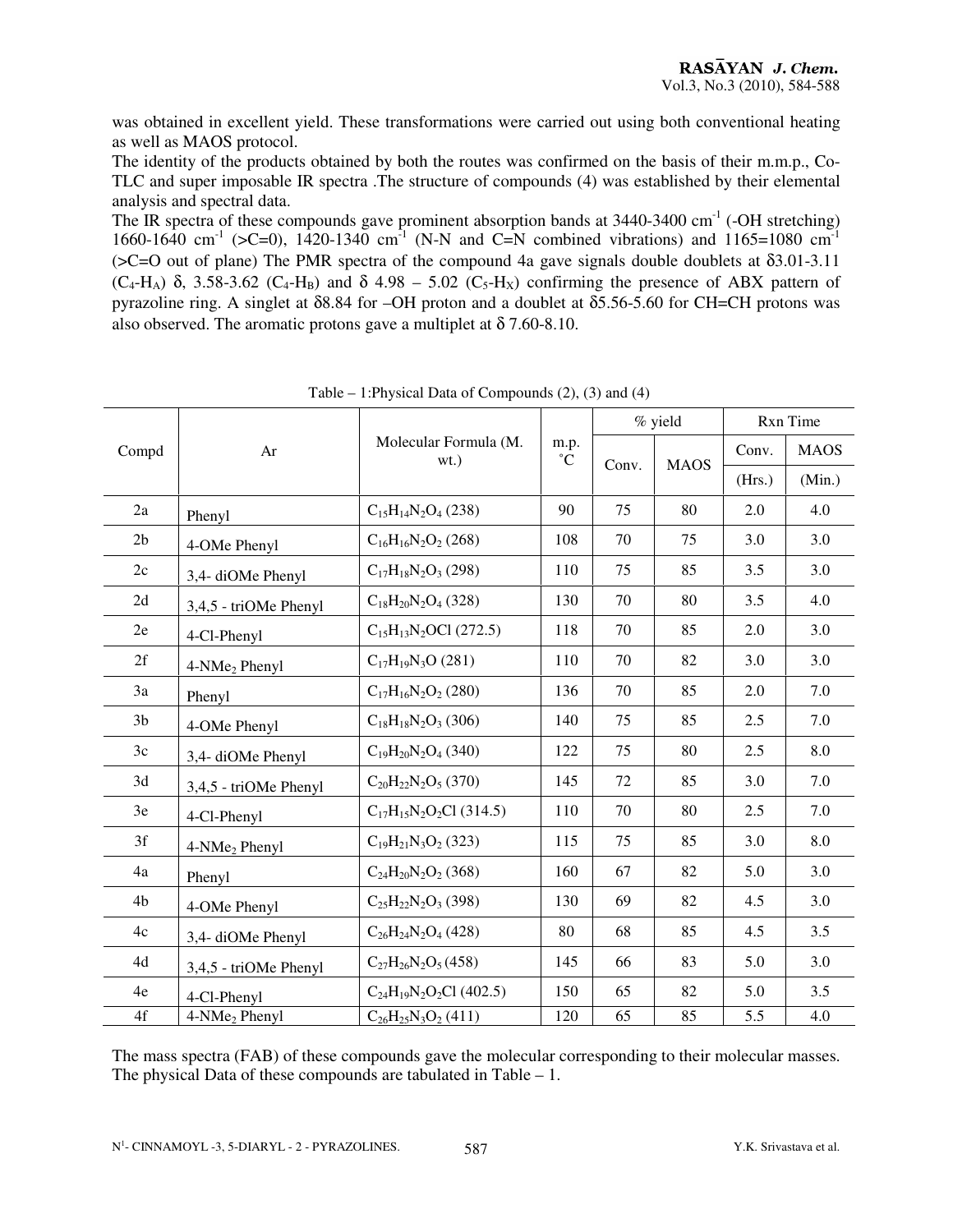was obtained in excellent yield. These transformations were carried out using both conventional heating as well as MAOS protocol.

The identity of the products obtained by both the routes was confirmed on the basis of their m.m.p., Co-TLC and super imposable IR spectra .The structure of compounds (4) was established by their elemental analysis and spectral data.

The IR spectra of these compounds gave prominent absorption bands at 3440-3400 $cm^{-1}$ (-OH stretching) 1660-1640 $cm^{-1}$ (>C=0), 1420-1340 $cm^{-1}$ (N-N and C=N combined vibrations) and 1165=1080 $cm^{-1}$ (>C=O out of plane) The PMR spectra of the compound 4a gave signals double doublets at $\delta$3.01-3.11 ($C_4$-$H_A$) $\delta$, 3.58-3.62 ($C_4$-$H_B$) and $\delta$ 4.98 – 5.02 ($C_5$-$H_X$) confirming the presence of ABX pattern of pyrazoline ring. A singlet at $\delta$8.84 for –OH proton and a doublet at $\delta$5.56-5.60 for CH=CH protons was also observed. The aromatic protons gave a multiplet at $\delta$ 7.60-8.10.

Table – 1:Physical Data of Compounds (2), (3) and (4)

| Compd | Ar | Molecular Formula (M. wt.) | m.p. ˚C | % yield | | Rxn Time | |
|---|---|---|---|---|---|---|---|
| | | | | Conv. | MAOS | Conv. (Hrs.) | MAOS (Min.) |
| 2a | Phenyl | $C_{15}H_{14}N_2O_4$ (238) | 90 | 75 | 80 | 2.0 | 4.0 |
| 2b | 4-OMe Phenyl | $C_{16}H_{16}N_2O_2$ (268) | 108 | 70 | 75 | 3.0 | 3.0 |
| 2c | 3,4- diOMe Phenyl | $C_{17}H_{18}N_2O_3$ (298) | 110 | 75 | 85 | 3.5 | 3.0 |
| 2d | 3,4,5 - triOMe Phenyl | $C_{18}H_{20}N_2O_4$ (328) | 130 | 70 | 80 | 3.5 | 4.0 |
| 2e | 4-Cl-Phenyl | $C_{15}H_{13}N_2OCl$ (272.5) | 118 | 70 | 85 | 2.0 | 3.0 |
| 2f | 4-$NMe_2$ Phenyl | $C_{17}H_{19}N_3O$ (281) | 110 | 70 | 82 | 3.0 | 3.0 |
| 3a | Phenyl | $C_{17}H_{16}N_2O_2$ (280) | 136 | 70 | 85 | 2.0 | 7.0 |
| 3b | 4-OMe Phenyl | $C_{18}H_{18}N_2O_3$ (306) | 140 | 75 | 85 | 2.5 | 7.0 |
| 3c | 3,4- diOMe Phenyl | $C_{19}H_{20}N_2O_4$ (340) | 122 | 75 | 80 | 2.5 | 8.0 |
| 3d | 3,4,5 - triOMe Phenyl | $C_{20}H_{22}N_2O_5$ (370) | 145 | 72 | 85 | 3.0 | 7.0 |
| 3e | 4-Cl-Phenyl | $C_{17}H_{15}N_2O_2Cl$ (314.5) | 110 | 70 | 80 | 2.5 | 7.0 |
| 3f | 4-$NMe_2$ Phenyl | $C_{19}H_{21}N_3O_2$ (323) | 115 | 75 | 85 | 3.0 | 8.0 |
| 4a | Phenyl | $C_{24}H_{20}N_2O_2$ (368) | 160 | 67 | 82 | 5.0 | 3.0 |
| 4b | 4-OMe Phenyl | $C_{25}H_{22}N_2O_3$ (398) | 130 | 69 | 82 | 4.5 | 3.0 |
| 4c | 3,4- diOMe Phenyl | $C_{26}H_{24}N_2O_4$ (428) | 80 | 68 | 85 | 4.5 | 3.5 |
| 4d | 3,4,5 - triOMe Phenyl | $C_{27}H_{26}N_2O_5$ (458) | 145 | 66 | 83 | 5.0 | 3.0 |
| 4e | 4-Cl-Phenyl | $C_{24}H_{19}N_2O_2Cl$ (402.5) | 150 | 65 | 82 | 5.0 | 3.5 |
| 4f | 4-$NMe_2$ Phenyl | $C_{26}H_{25}N_3O_2$ (411) | 120 | 65 | 85 | 5.5 | 4.0 |

The mass spectra (FAB) of these compounds gave the molecular corresponding to their molecular masses. The physical Data of these compounds are tabulated in Table – 1.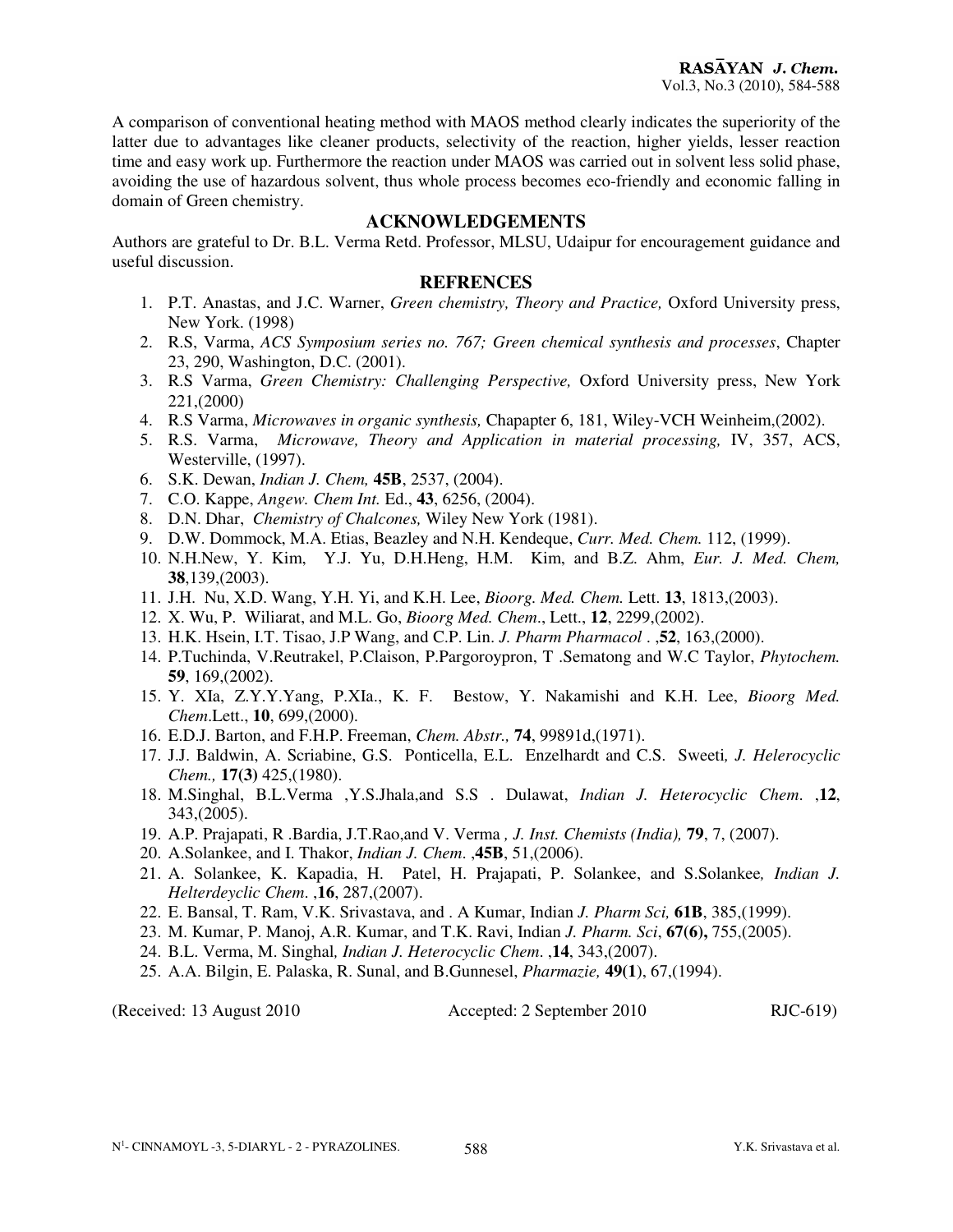A comparison of conventional heating method with MAOS method clearly indicates the superiority of the latter due to advantages like cleaner products, selectivity of the reaction, higher yields, lesser reaction time and easy work up. Furthermore the reaction under MAOS was carried out in solvent less solid phase, avoiding the use of hazardous solvent, thus whole process becomes eco-friendly and economic falling in domain of Green chemistry.

## ACKNOWLEDGEMENTS

Authors are grateful to Dr. B.L. Verma Retd. Professor, MLSU, Udaipur for encouragement guidance and useful discussion.

## REFRENCES

1. P.T. Anastas, and J.C. Warner, *Green chemistry, Theory and Practice,* Oxford University press, New York. (1998)
2. R.S, Varma, *ACS Symposium series no. 767; Green chemical synthesis and processes*, Chapter 23, 290, Washington, D.C. (2001).
3. R.S Varma, *Green Chemistry: Challenging Perspective,* Oxford University press, New York 221,(2000)
4. R.S Varma, *Microwaves in organic synthesis,* Chapapter 6, 181, Wiley-VCH Weinheim,(2002).
5. R.S. Varma, *Microwave, Theory and Application in material processing,* IV, 357, ACS, Westerville, (1997).
6. S.K. Dewan, *Indian J. Chem,* **45B**, 2537, (2004).
7. C.O. Kappe, *Angew. Chem Int.* Ed., **43**, 6256, (2004).
8. D.N. Dhar, *Chemistry of Chalcones,* Wiley New York (1981).
9. D.W. Dommock, M.A. Etias, Beazley and N.H. Kendeque, *Curr. Med. Chem.* 112, (1999).
10. N.H.New, Y. Kim, Y.J. Yu, D.H.Heng, H.M. Kim, and B.Z. Ahm, *Eur. J. Med. Chem,* **38**,139,(2003).
11. J.H. Nu, X.D. Wang, Y.H. Yi, and K.H. Lee, *Bioorg. Med. Chem.* Lett. **13**, 1813,(2003).
12. X. Wu, P. Wiliarat, and M.L. Go, *Bioorg Med. Chem*., Lett., **12**, 2299,(2002).
13. H.K. Hsein, I.T. Tisao, J.P Wang, and C.P. Lin. *J. Pharm Pharmacol* . ,**52**, 163,(2000).
14. P.Tuchinda, V.Reutrakel, P.Claison, P.Pargoroypron, T .Sematong and W.C Taylor, *Phytochem.* **59**, 169,(2002).
15. Y. XIa, Z.Y.Y.Yang, P.XIa., K. F. Bestow, Y. Nakamishi and K.H. Lee, *Bioorg Med. Chem*.Lett., **10**, 699,(2000).
16. E.D.J. Barton, and F.H.P. Freeman, *Chem. Abstr.,* **74**, 99891d,(1971).
17. J.J. Baldwin, A. Scriabine, G.S. Ponticella, E.L. Enzelhardt and C.S. Sweeti*, J. Helerocyclic Chem.,* **17(3)** 425,(1980).
18. M.Singhal, B.L.Verma ,Y.S.Jhala,and S.S . Dulawat, *Indian J. Heterocyclic Chem*. ,**12**, 343,(2005).
19. A.P. Prajapati, R .Bardia, J.T.Rao,and V. Verma *, J. Inst. Chemists (India),* **79**, 7, (2007).
20. A.Solankee, and I. Thakor, *Indian J. Chem*. ,**45B**, 51,(2006).
21. A. Solankee, K. Kapadia, H. Patel, H. Prajapati, P. Solankee, and S.Solankee*, Indian J. Helterdeyclic Chem*. ,**16**, 287,(2007).
22. E. Bansal, T. Ram, V.K. Srivastava, and . A Kumar, Indian *J. Pharm Sci,* **61B**, 385,(1999).
23. M. Kumar, P. Manoj, A.R. Kumar, and T.K. Ravi, Indian *J. Pharm. Sci*, **67(6),** 755,(2005).
24. B.L. Verma, M. Singhal*, Indian J. Heterocyclic Chem*. ,**14**, 343,(2007).
25. A.A. Bilgin, E. Palaska, R. Sunal, and B.Gunnesel, *Pharmazie,* **49(1**), 67,(1994).

(Received: 13 August 2010 Accepted: 2 September 2010 RJC-619)